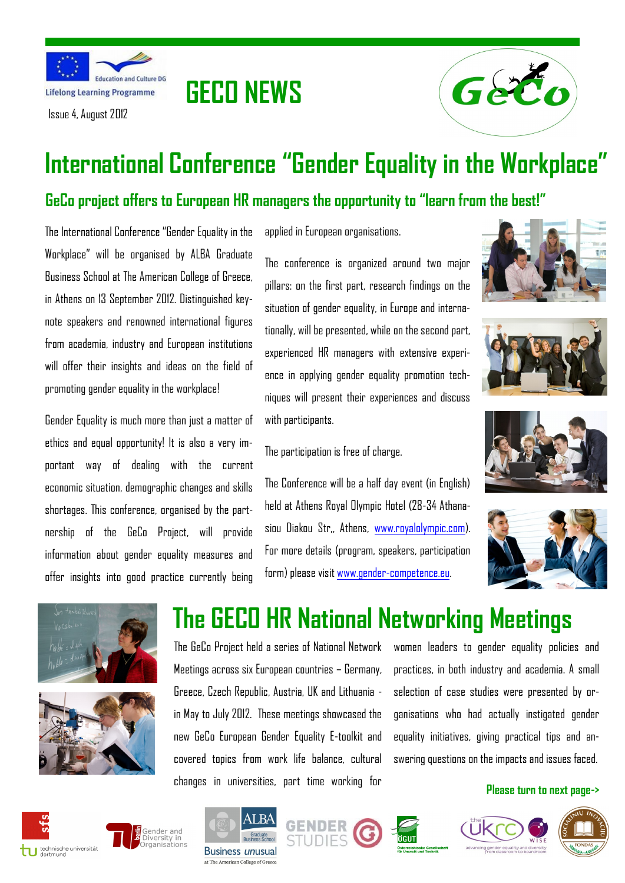# GECO NEWS

Issue 4, August 2012

# International Conference "Gender Equality in the Workplace"

## GeCo project offers to European HR managers the opportunity to "learn from the best!"

The International Conference "Gender Equality in the Workplace" will be organised by ALBA Graduate Business School at The American College of Greece, in Athens on 13 September 2012. Distinguished keynote speakers and renowned international figures from academia, industry and European institutions will offer their insights and ideas on the field of promoting gender equality in the workplace!

Gender Equality is much more than just a matter of ethics and equal opportunity! It is also a very important way of dealing with the current economic situation, demographic changes and skills shortages. This conference, organised by the partnership of the GeCo Project, will provide information about gender equality measures and offer insights into good practice currently being applied in European organisations.

The conference is organized around two major pillars: on the first part, research findings on the situation of gender equality, in Europe and internationally, will be presented, while on the second part, experienced HR managers with extensive experience in applying gender equality promotion techniques will present their experiences and discuss with participants.

The participation is free of charge.

The Conference will be a half day event (in English) held at Athens Royal Olympic Hotel (28-34 Athanasiou Diakou Str., Athens, www.royalolympic.com). For more details (program, speakers, participation form) please visit www.gender-competence.eu.

# The GECO HR National Networking Meetings

The GeCo Project held a series of National Network Meetings across six European countries – Germany, Greece, Czech Republic, Austria, UK and Lithuania - in May to July 2012. These meetings showcased the new GeCo European Gender Equality E-toolkit and covered topics from work life balance, cultural changes in universities, part time working for women leaders to gender equality policies and practices, in both industry and academia. A small selection of case studies were presented by organisations who had actually instigated gender equality initiatives, giving practical tips and answering questions on the impacts and issues faced.

**Please turn to next page->**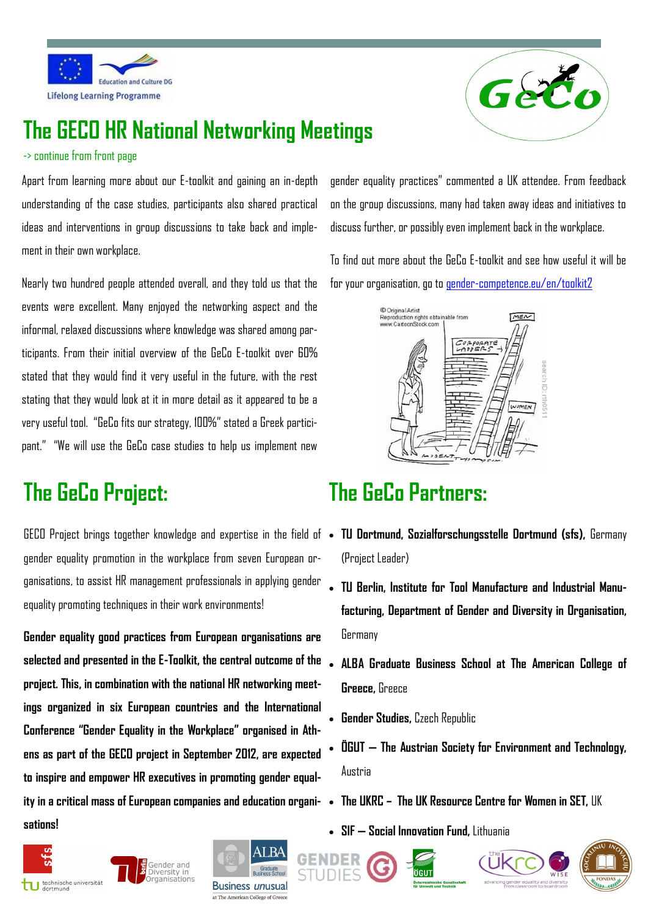# The GECO HR National Networking Meetings

-> continue from front page

Apart from learning more about our E-toolkit and gaining an in-depth understanding of the case studies, participants also shared practical ideas and interventions in group discussions to take back and implement in their own workplace.

Nearly two hundred people attended overall, and they told us that the events were excellent. Many enjoyed the networking aspect and the informal, relaxed discussions where knowledge was shared among participants. From their initial overview of the GeCo E-toolkit over 60% stated that they would find it very useful in the future, with the rest stating that they would look at it in more detail as it appeared to be a very useful tool. "GeCo fits our strategy, 100%" stated a Greek participant." "We will use the GeCo case studies to help us implement new gender equality practices" commented a UK attendee. From feedback on the group discussions, many had taken away ideas and initiatives to discuss further, or possibly even implement back in the workplace.

To find out more about the GeCo E-toolkit and see how useful it will be for your organisation, go to [gender-competence.eu/en/toolkit2](gender-competence.eu/en/toolkit2)

## The GeCo Project:

GECO Project brings together knowledge and expertise in the field of gender equality promotion in the workplace from seven European organisations, to assist HR management professionals in applying gender equality promoting techniques in their work environments!

**Gender equality good practices from European organisations are selected and presented in the E-Toolkit, the central outcome of the project. This, in combination with the national HR networking meetings organized in six European countries and the International Conference "Gender Equality in the Workplace" organised in Athens as part of the GECO project in September 2012, are expected to inspire and empower HR executives in promoting gender equality in a critical mass of European companies and education organisations!**

## The GeCo Partners:

- **TU Dortmund, Sozialforschungsstelle Dortmund (sfs),** Germany (Project Leader)
- **TU Berlin, Institute for Tool Manufacture and Industrial Manufacturing, Department of Gender and Diversity in Organisation,** Germany
- **ALBA Graduate Business School at The American College of Greece,** Greece
- **Gender Studies,** Czech Republic
- **ÖGUT – The Austrian Society for Environment and Technology,** Austria
- **The UKRC – The UK Resource Centre for Women in SET,** UK
- **SIF – Social Innovation Fund,** Lithuania